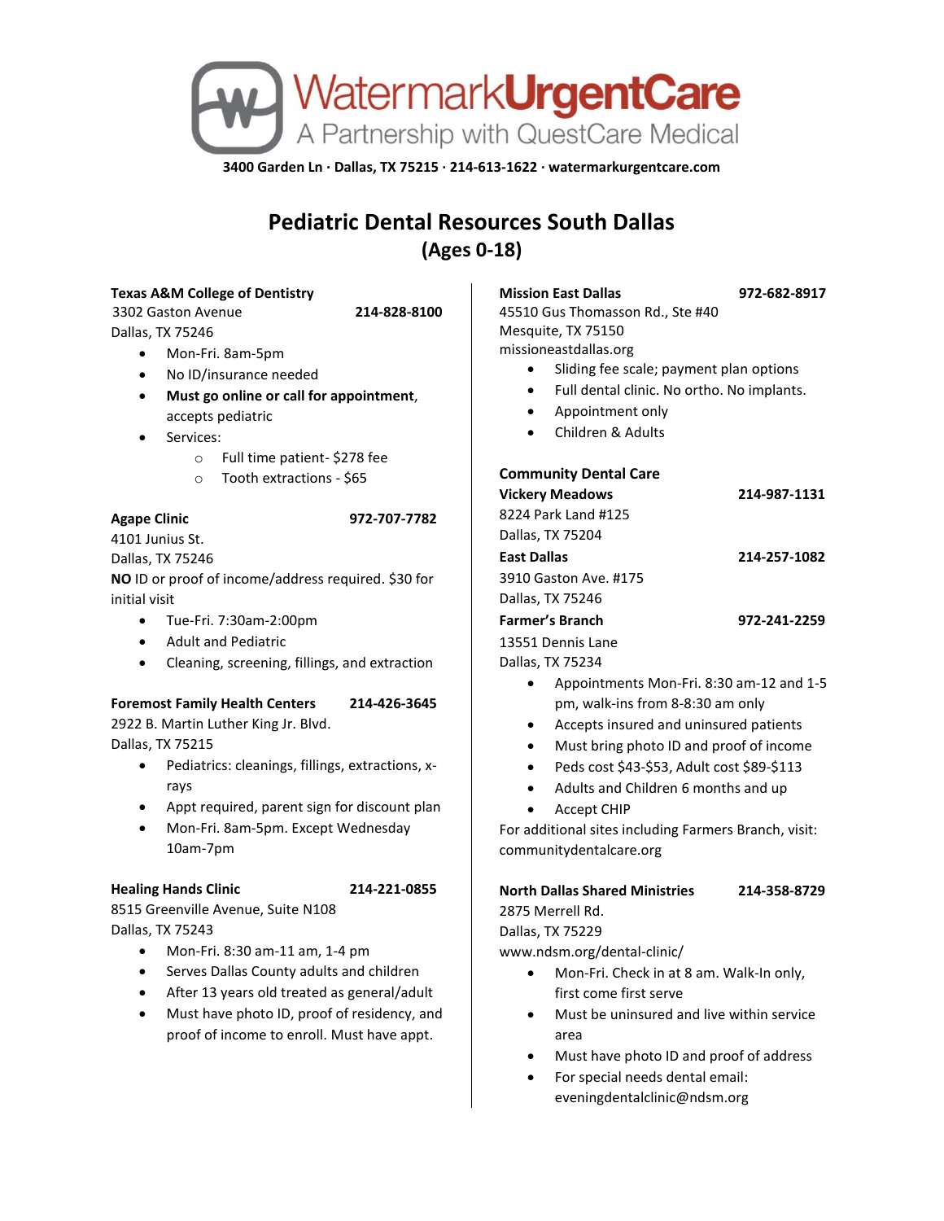WatermarkUrgentCare

A Partnership with QuestCare Medical

**3400 Garden Ln · Dallas, TX 75215 · 214-613-1622 · watermarkurgentcare.com**

# Pediatric Dental Resources South Dallas (Ages 0-18)

**Texas A&M College of Dentistry**
3302 Gaston Avenue **214-828-8100**
Dallas, TX 75246

- Mon-Fri. 8am-5pm
- No ID/insurance needed
- **Must go online or call for appointment**, accepts pediatric
- Services:
  - Full time patient- $278 fee
  - Tooth extractions - $65

**Agape Clinic** **972-707-7782**
4101 Junius St.
Dallas, TX 75246
**NO** ID or proof of income/address required. $30 for initial visit

- Tue-Fri. 7:30am-2:00pm
- Adult and Pediatric
- Cleaning, screening, fillings, and extraction

**Foremost Family Health Centers** **214-426-3645**
2922 B. Martin Luther King Jr. Blvd.
Dallas, TX 75215

- Pediatrics: cleanings, fillings, extractions, x-rays
- Appt required, parent sign for discount plan
- Mon-Fri. 8am-5pm. Except Wednesday 10am-7pm

**Healing Hands Clinic** **214-221-0855**
8515 Greenville Avenue, Suite N108
Dallas, TX 75243

- Mon-Fri. 8:30 am-11 am, 1-4 pm
- Serves Dallas County adults and children
- After 13 years old treated as general/adult
- Must have photo ID, proof of residency, and proof of income to enroll. Must have appt.

**Mission East Dallas** **972-682-8917**
45510 Gus Thomasson Rd., Ste #40
Mesquite, TX 75150
missioneastdallas.org

- Sliding fee scale; payment plan options
- Full dental clinic. No ortho. No implants.
- Appointment only
- Children & Adults

**Community Dental Care**

**Vickery Meadows** **214-987-1131**
8224 Park Land #125
Dallas, TX 75204

**East Dallas** **214-257-1082**
3910 Gaston Ave. #175
Dallas, TX 75246

**Farmer's Branch** **972-241-2259**
13551 Dennis Lane
Dallas, TX 75234

- Appointments Mon-Fri. 8:30 am-12 and 1-5 pm, walk-ins from 8-8:30 am only
- Accepts insured and uninsured patients
- Must bring photo ID and proof of income
- Peds cost $43-$53, Adult cost $89-$113
- Adults and Children 6 months and up
- Accept CHIP

For additional sites including Farmers Branch, visit: communitydentalcare.org

**North Dallas Shared Ministries** **214-358-8729**
2875 Merrell Rd.
Dallas, TX 75229
www.ndsm.org/dental-clinic/

- Mon-Fri. Check in at 8 am. Walk-In only, first come first serve
- Must be uninsured and live within service area
- Must have photo ID and proof of address
- For special needs dental email: eveningdentalclinic@ndsm.org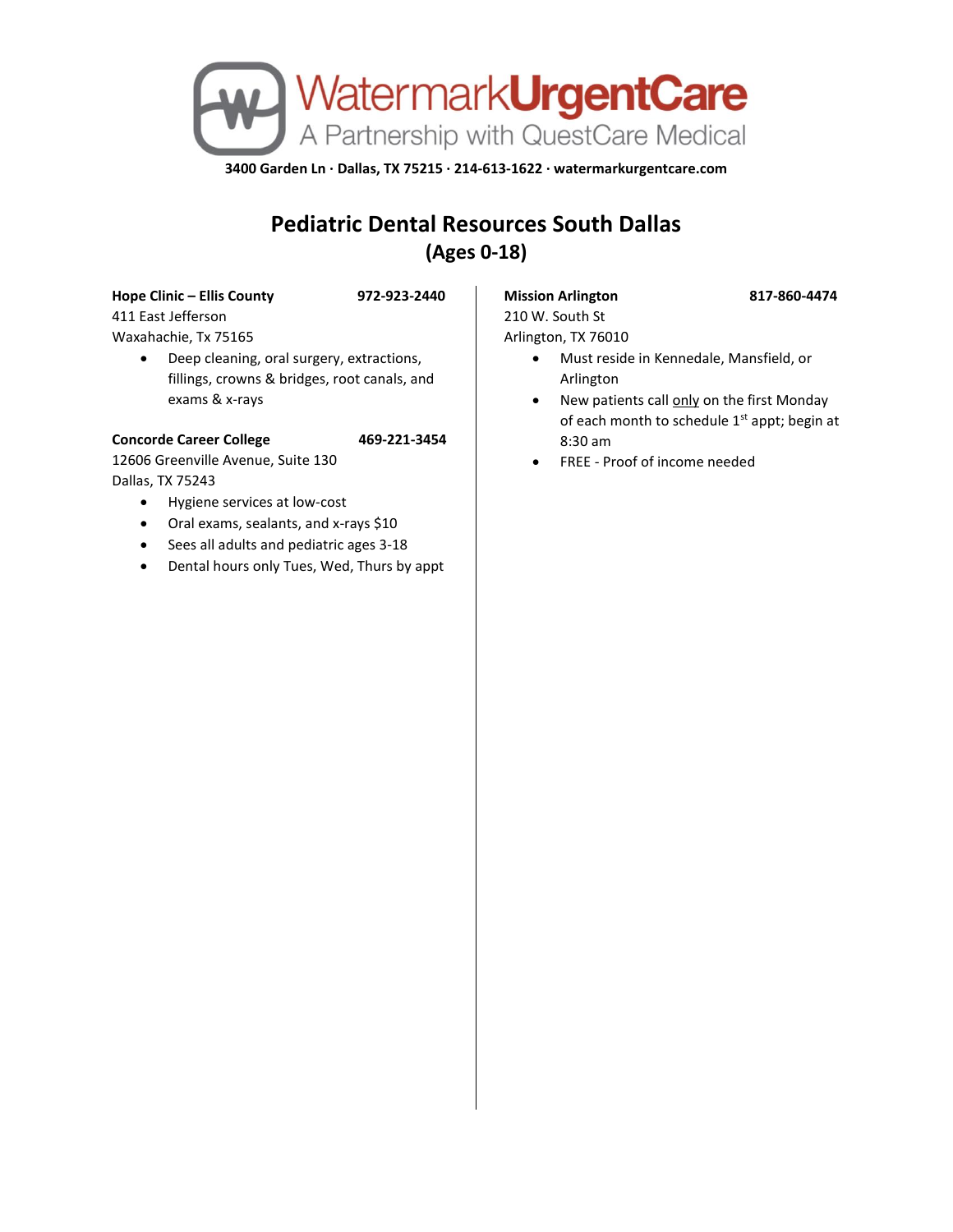WatermarkUrgentCare
A Partnership with QuestCare Medical

**3400 Garden Ln · Dallas, TX 75215 · 214-613-1622 · watermarkurgentcare.com**

# Pediatric Dental Resources South Dallas
## (Ages 0-18)

**Hope Clinic – Ellis County** **972-923-2440**
411 East Jefferson
Waxahachie, Tx 75165

- Deep cleaning, oral surgery, extractions, fillings, crowns & bridges, root canals, and exams & x-rays

**Concorde Career College** **469-221-3454**
12606 Greenville Avenue, Suite 130
Dallas, TX 75243

- Hygiene services at low-cost
- Oral exams, sealants, and x-rays $10
- Sees all adults and pediatric ages 3-18
- Dental hours only Tues, Wed, Thurs by appt

**Mission Arlington** **817-860-4474**
210 W. South St
Arlington, TX 76010

- Must reside in Kennedale, Mansfield, or Arlington
- New patients call only on the first Monday of each month to schedule 1st appt; begin at 8:30 am
- FREE - Proof of income needed